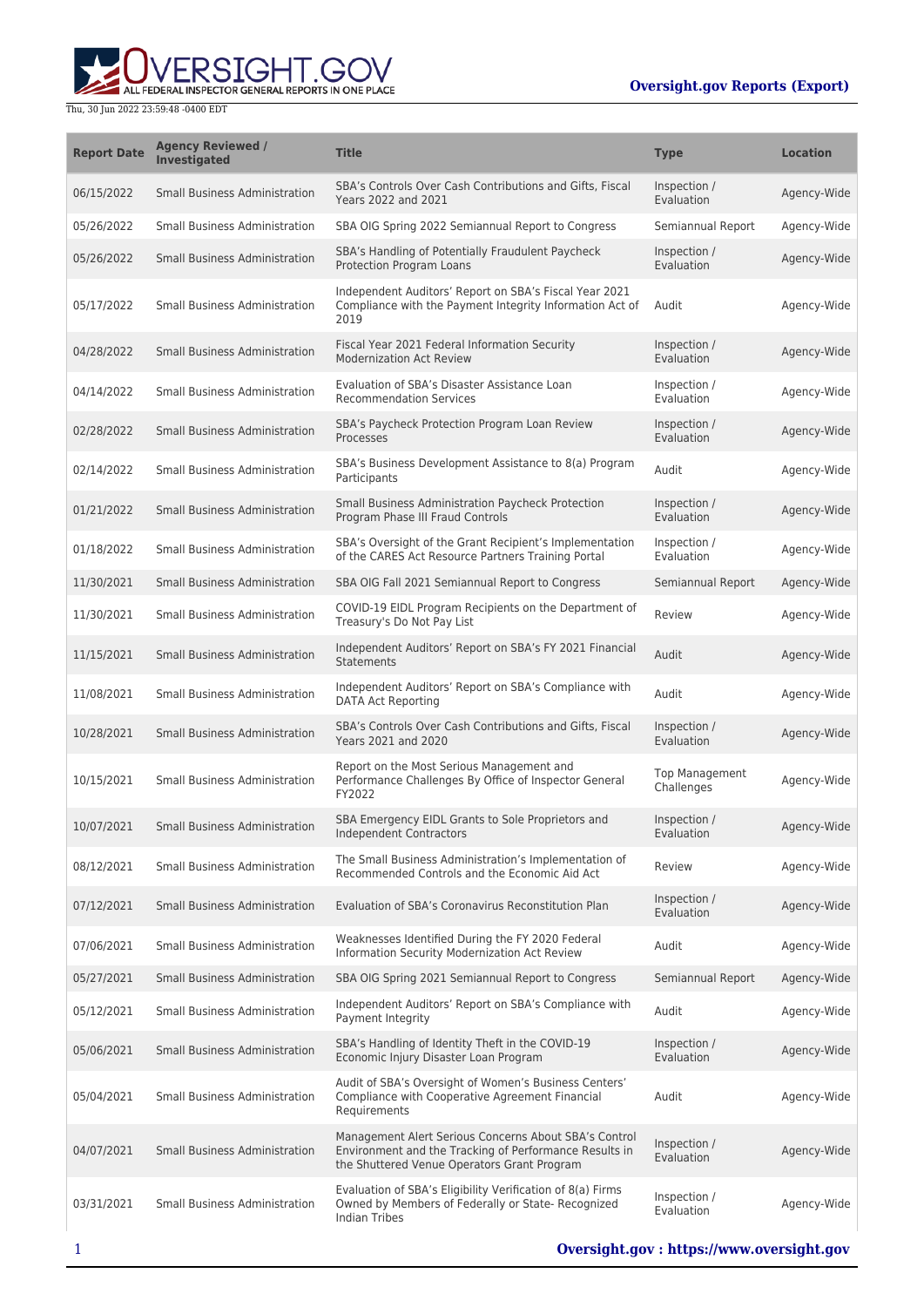| Report Date | Agency Reviewed / Investigated | Title | Type | Location |
|---|---|---|---|---|
| 06/15/2022 | Small Business Administration | SBA's Controls Over Cash Contributions and Gifts, Fiscal Years 2022 and 2021 | Inspection / Evaluation | Agency-Wide |
| 05/26/2022 | Small Business Administration | SBA OIG Spring 2022 Semiannual Report to Congress | Semiannual Report | Agency-Wide |
| 05/26/2022 | Small Business Administration | SBA's Handling of Potentially Fraudulent Paycheck Protection Program Loans | Inspection / Evaluation | Agency-Wide |
| 05/17/2022 | Small Business Administration | Independent Auditors' Report on SBA's Fiscal Year 2021 Compliance with the Payment Integrity Information Act of 2019 | Audit | Agency-Wide |
| 04/28/2022 | Small Business Administration | Fiscal Year 2021 Federal Information Security Modernization Act Review | Inspection / Evaluation | Agency-Wide |
| 04/14/2022 | Small Business Administration | Evaluation of SBA's Disaster Assistance Loan Recommendation Services | Inspection / Evaluation | Agency-Wide |
| 02/28/2022 | Small Business Administration | SBA's Paycheck Protection Program Loan Review Processes | Inspection / Evaluation | Agency-Wide |
| 02/14/2022 | Small Business Administration | SBA's Business Development Assistance to 8(a) Program Participants | Audit | Agency-Wide |
| 01/21/2022 | Small Business Administration | Small Business Administration Paycheck Protection Program Phase III Fraud Controls | Inspection / Evaluation | Agency-Wide |
| 01/18/2022 | Small Business Administration | SBA's Oversight of the Grant Recipient's Implementation of the CARES Act Resource Partners Training Portal | Inspection / Evaluation | Agency-Wide |
| 11/30/2021 | Small Business Administration | SBA OIG Fall 2021 Semiannual Report to Congress | Semiannual Report | Agency-Wide |
| 11/30/2021 | Small Business Administration | COVID-19 EIDL Program Recipients on the Department of Treasury's Do Not Pay List | Review | Agency-Wide |
| 11/15/2021 | Small Business Administration | Independent Auditors' Report on SBA's FY 2021 Financial Statements | Audit | Agency-Wide |
| 11/08/2021 | Small Business Administration | Independent Auditors' Report on SBA's Compliance with DATA Act Reporting | Audit | Agency-Wide |
| 10/28/2021 | Small Business Administration | SBA's Controls Over Cash Contributions and Gifts, Fiscal Years 2021 and 2020 | Inspection / Evaluation | Agency-Wide |
| 10/15/2021 | Small Business Administration | Report on the Most Serious Management and Performance Challenges By Office of Inspector General FY2022 | Top Management Challenges | Agency-Wide |
| 10/07/2021 | Small Business Administration | SBA Emergency EIDL Grants to Sole Proprietors and Independent Contractors | Inspection / Evaluation | Agency-Wide |
| 08/12/2021 | Small Business Administration | The Small Business Administration's Implementation of Recommended Controls and the Economic Aid Act | Review | Agency-Wide |
| 07/12/2021 | Small Business Administration | Evaluation of SBA's Coronavirus Reconstitution Plan | Inspection / Evaluation | Agency-Wide |
| 07/06/2021 | Small Business Administration | Weaknesses Identified During the FY 2020 Federal Information Security Modernization Act Review | Audit | Agency-Wide |
| 05/27/2021 | Small Business Administration | SBA OIG Spring 2021 Semiannual Report to Congress | Semiannual Report | Agency-Wide |
| 05/12/2021 | Small Business Administration | Independent Auditors' Report on SBA's Compliance with Payment Integrity | Audit | Agency-Wide |
| 05/06/2021 | Small Business Administration | SBA's Handling of Identity Theft in the COVID-19 Economic Injury Disaster Loan Program | Inspection / Evaluation | Agency-Wide |
| 05/04/2021 | Small Business Administration | Audit of SBA's Oversight of Women's Business Centers' Compliance with Cooperative Agreement Financial Requirements | Audit | Agency-Wide |
| 04/07/2021 | Small Business Administration | Management Alert Serious Concerns About SBA's Control Environment and the Tracking of Performance Results in the Shuttered Venue Operators Grant Program | Inspection / Evaluation | Agency-Wide |
| 03/31/2021 | Small Business Administration | Evaluation of SBA's Eligibility Verification of 8(a) Firms Owned by Members of Federally or State- Recognized Indian Tribes | Inspection / Evaluation | Agency-Wide |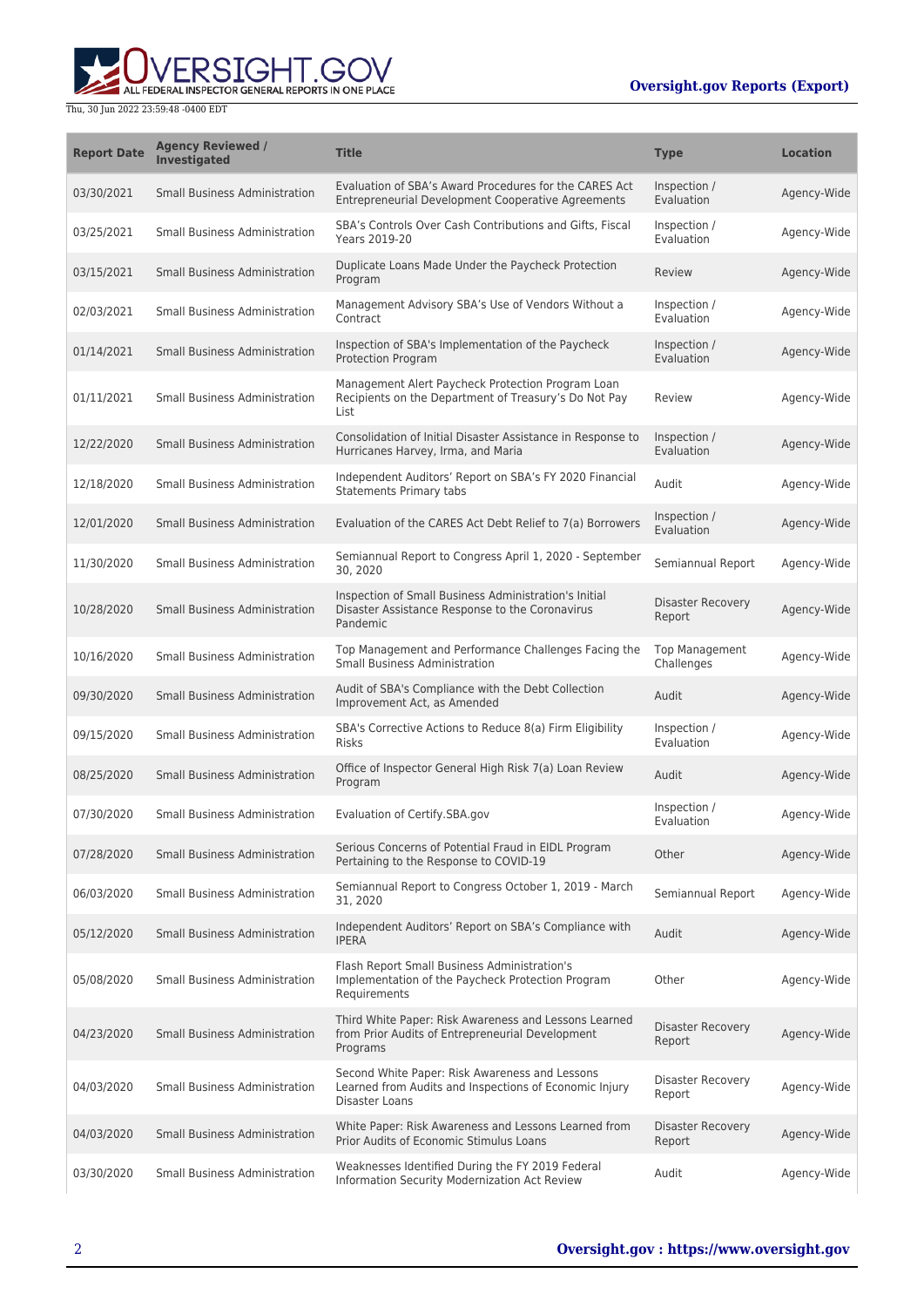| Report Date | Agency Reviewed / Investigated | Title | Type | Location |
| --- | --- | --- | --- | --- |
| 03/30/2021 | Small Business Administration | Evaluation of SBA's Award Procedures for the CARES Act Entrepreneurial Development Cooperative Agreements | Inspection / Evaluation | Agency-Wide |
| 03/25/2021 | Small Business Administration | SBA's Controls Over Cash Contributions and Gifts, Fiscal Years 2019-20 | Inspection / Evaluation | Agency-Wide |
| 03/15/2021 | Small Business Administration | Duplicate Loans Made Under the Paycheck Protection Program | Review | Agency-Wide |
| 02/03/2021 | Small Business Administration | Management Advisory SBA's Use of Vendors Without a Contract | Inspection / Evaluation | Agency-Wide |
| 01/14/2021 | Small Business Administration | Inspection of SBA's Implementation of the Paycheck Protection Program | Inspection / Evaluation | Agency-Wide |
| 01/11/2021 | Small Business Administration | Management Alert Paycheck Protection Program Loan Recipients on the Department of Treasury's Do Not Pay List | Review | Agency-Wide |
| 12/22/2020 | Small Business Administration | Consolidation of Initial Disaster Assistance in Response to Hurricanes Harvey, Irma, and Maria | Inspection / Evaluation | Agency-Wide |
| 12/18/2020 | Small Business Administration | Independent Auditors' Report on SBA's FY 2020 Financial Statements Primary tabs | Audit | Agency-Wide |
| 12/01/2020 | Small Business Administration | Evaluation of the CARES Act Debt Relief to 7(a) Borrowers | Inspection / Evaluation | Agency-Wide |
| 11/30/2020 | Small Business Administration | Semiannual Report to Congress April 1, 2020 - September 30, 2020 | Semiannual Report | Agency-Wide |
| 10/28/2020 | Small Business Administration | Inspection of Small Business Administration's Initial Disaster Assistance Response to the Coronavirus Pandemic | Disaster Recovery Report | Agency-Wide |
| 10/16/2020 | Small Business Administration | Top Management and Performance Challenges Facing the Small Business Administration | Top Management Challenges | Agency-Wide |
| 09/30/2020 | Small Business Administration | Audit of SBA's Compliance with the Debt Collection Improvement Act, as Amended | Audit | Agency-Wide |
| 09/15/2020 | Small Business Administration | SBA's Corrective Actions to Reduce 8(a) Firm Eligibility Risks | Inspection / Evaluation | Agency-Wide |
| 08/25/2020 | Small Business Administration | Office of Inspector General High Risk 7(a) Loan Review Program | Audit | Agency-Wide |
| 07/30/2020 | Small Business Administration | Evaluation of Certify.SBA.gov | Inspection / Evaluation | Agency-Wide |
| 07/28/2020 | Small Business Administration | Serious Concerns of Potential Fraud in EIDL Program Pertaining to the Response to COVID-19 | Other | Agency-Wide |
| 06/03/2020 | Small Business Administration | Semiannual Report to Congress October 1, 2019 - March 31, 2020 | Semiannual Report | Agency-Wide |
| 05/12/2020 | Small Business Administration | Independent Auditors' Report on SBA's Compliance with IPERA | Audit | Agency-Wide |
| 05/08/2020 | Small Business Administration | Flash Report Small Business Administration's Implementation of the Paycheck Protection Program Requirements | Other | Agency-Wide |
| 04/23/2020 | Small Business Administration | Third White Paper: Risk Awareness and Lessons Learned from Prior Audits of Entrepreneurial Development Programs | Disaster Recovery Report | Agency-Wide |
| 04/03/2020 | Small Business Administration | Second White Paper: Risk Awareness and Lessons Learned from Audits and Inspections of Economic Injury Disaster Loans | Disaster Recovery Report | Agency-Wide |
| 04/03/2020 | Small Business Administration | White Paper: Risk Awareness and Lessons Learned from Prior Audits of Economic Stimulus Loans | Disaster Recovery Report | Agency-Wide |
| 03/30/2020 | Small Business Administration | Weaknesses Identified During the FY 2019 Federal Information Security Modernization Act Review | Audit | Agency-Wide |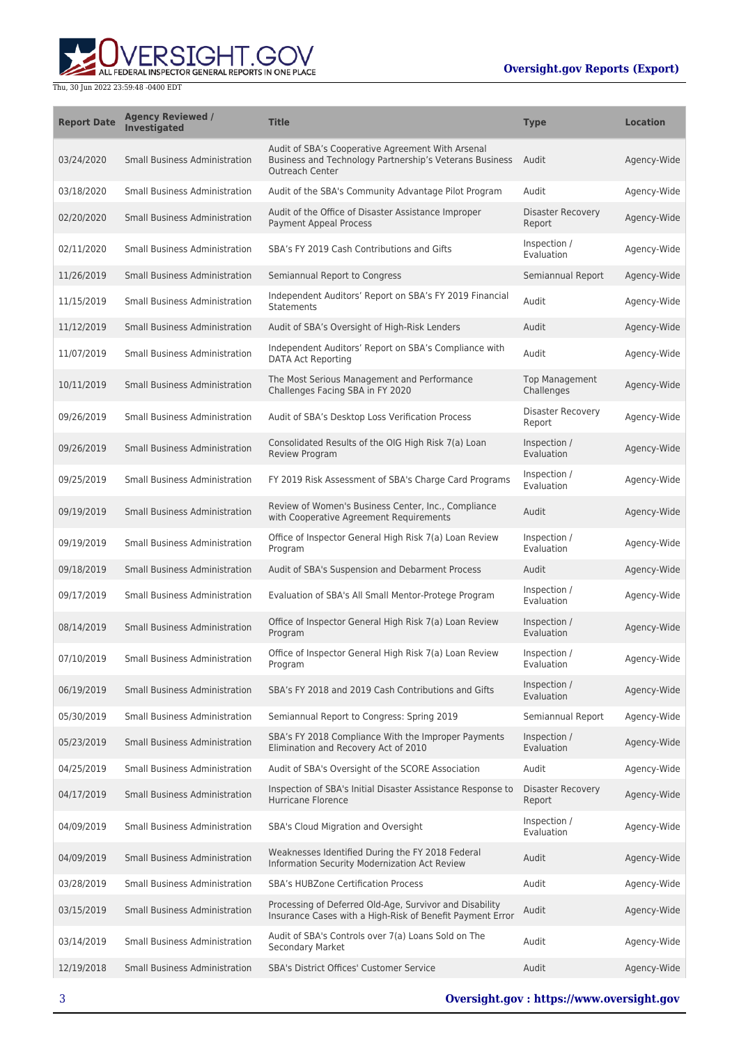| Report Date | Agency Reviewed / Investigated | Title | Type | Location |
| --- | --- | --- | --- | --- |
| 03/24/2020 | Small Business Administration | Audit of SBA's Cooperative Agreement With Arsenal Business and Technology Partnership's Veterans Business Outreach Center | Audit | Agency-Wide |
| 03/18/2020 | Small Business Administration | Audit of the SBA's Community Advantage Pilot Program | Audit | Agency-Wide |
| 02/20/2020 | Small Business Administration | Audit of the Office of Disaster Assistance Improper Payment Appeal Process | Disaster Recovery Report | Agency-Wide |
| 02/11/2020 | Small Business Administration | SBA's FY 2019 Cash Contributions and Gifts | Inspection / Evaluation | Agency-Wide |
| 11/26/2019 | Small Business Administration | Semiannual Report to Congress | Semiannual Report | Agency-Wide |
| 11/15/2019 | Small Business Administration | Independent Auditors' Report on SBA's FY 2019 Financial Statements | Audit | Agency-Wide |
| 11/12/2019 | Small Business Administration | Audit of SBA's Oversight of High-Risk Lenders | Audit | Agency-Wide |
| 11/07/2019 | Small Business Administration | Independent Auditors' Report on SBA's Compliance with DATA Act Reporting | Audit | Agency-Wide |
| 10/11/2019 | Small Business Administration | The Most Serious Management and Performance Challenges Facing SBA in FY 2020 | Top Management Challenges | Agency-Wide |
| 09/26/2019 | Small Business Administration | Audit of SBA's Desktop Loss Verification Process | Disaster Recovery Report | Agency-Wide |
| 09/26/2019 | Small Business Administration | Consolidated Results of the OIG High Risk 7(a) Loan Review Program | Inspection / Evaluation | Agency-Wide |
| 09/25/2019 | Small Business Administration | FY 2019 Risk Assessment of SBA's Charge Card Programs | Inspection / Evaluation | Agency-Wide |
| 09/19/2019 | Small Business Administration | Review of Women's Business Center, Inc., Compliance with Cooperative Agreement Requirements | Audit | Agency-Wide |
| 09/19/2019 | Small Business Administration | Office of Inspector General High Risk 7(a) Loan Review Program | Inspection / Evaluation | Agency-Wide |
| 09/18/2019 | Small Business Administration | Audit of SBA's Suspension and Debarment Process | Audit | Agency-Wide |
| 09/17/2019 | Small Business Administration | Evaluation of SBA's All Small Mentor-Protege Program | Inspection / Evaluation | Agency-Wide |
| 08/14/2019 | Small Business Administration | Office of Inspector General High Risk 7(a) Loan Review Program | Inspection / Evaluation | Agency-Wide |
| 07/10/2019 | Small Business Administration | Office of Inspector General High Risk 7(a) Loan Review Program | Inspection / Evaluation | Agency-Wide |
| 06/19/2019 | Small Business Administration | SBA's FY 2018 and 2019 Cash Contributions and Gifts | Inspection / Evaluation | Agency-Wide |
| 05/30/2019 | Small Business Administration | Semiannual Report to Congress: Spring 2019 | Semiannual Report | Agency-Wide |
| 05/23/2019 | Small Business Administration | SBA's FY 2018 Compliance With the Improper Payments Elimination and Recovery Act of 2010 | Inspection / Evaluation | Agency-Wide |
| 04/25/2019 | Small Business Administration | Audit of SBA's Oversight of the SCORE Association | Audit | Agency-Wide |
| 04/17/2019 | Small Business Administration | Inspection of SBA's Initial Disaster Assistance Response to Hurricane Florence | Disaster Recovery Report | Agency-Wide |
| 04/09/2019 | Small Business Administration | SBA's Cloud Migration and Oversight | Inspection / Evaluation | Agency-Wide |
| 04/09/2019 | Small Business Administration | Weaknesses Identified During the FY 2018 Federal Information Security Modernization Act Review | Audit | Agency-Wide |
| 03/28/2019 | Small Business Administration | SBA's HUBZone Certification Process | Audit | Agency-Wide |
| 03/15/2019 | Small Business Administration | Processing of Deferred Old-Age, Survivor and Disability Insurance Cases with a High-Risk of Benefit Payment Error | Audit | Agency-Wide |
| 03/14/2019 | Small Business Administration | Audit of SBA's Controls over 7(a) Loans Sold on The Secondary Market | Audit | Agency-Wide |
| 12/19/2018 | Small Business Administration | SBA's District Offices' Customer Service | Audit | Agency-Wide |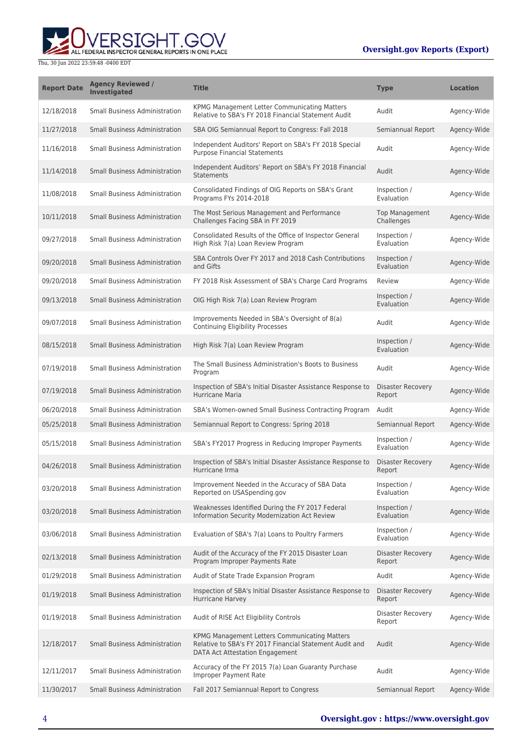| Report Date | Agency Reviewed / Investigated | Title | Type | Location |
| --- | --- | --- | --- | --- |
| 12/18/2018 | Small Business Administration | KPMG Management Letter Communicating Matters Relative to SBA's FY 2018 Financial Statement Audit | Audit | Agency-Wide |
| 11/27/2018 | Small Business Administration | SBA OIG Semiannual Report to Congress: Fall 2018 | Semiannual Report | Agency-Wide |
| 11/16/2018 | Small Business Administration | Independent Auditors' Report on SBA's FY 2018 Special Purpose Financial Statements | Audit | Agency-Wide |
| 11/14/2018 | Small Business Administration | Independent Auditors' Report on SBA's FY 2018 Financial Statements | Audit | Agency-Wide |
| 11/08/2018 | Small Business Administration | Consolidated Findings of OIG Reports on SBA's Grant Programs FYs 2014-2018 | Inspection / Evaluation | Agency-Wide |
| 10/11/2018 | Small Business Administration | The Most Serious Management and Performance Challenges Facing SBA in FY 2019 | Top Management Challenges | Agency-Wide |
| 09/27/2018 | Small Business Administration | Consolidated Results of the Office of Inspector General High Risk 7(a) Loan Review Program | Inspection / Evaluation | Agency-Wide |
| 09/20/2018 | Small Business Administration | SBA Controls Over FY 2017 and 2018 Cash Contributions and Gifts | Inspection / Evaluation | Agency-Wide |
| 09/20/2018 | Small Business Administration | FY 2018 Risk Assessment of SBA's Charge Card Programs | Review | Agency-Wide |
| 09/13/2018 | Small Business Administration | OIG High Risk 7(a) Loan Review Program | Inspection / Evaluation | Agency-Wide |
| 09/07/2018 | Small Business Administration | Improvements Needed in SBA's Oversight of 8(a) Continuing Eligibility Processes | Audit | Agency-Wide |
| 08/15/2018 | Small Business Administration | High Risk 7(a) Loan Review Program | Inspection / Evaluation | Agency-Wide |
| 07/19/2018 | Small Business Administration | The Small Business Administration's Boots to Business Program | Audit | Agency-Wide |
| 07/19/2018 | Small Business Administration | Inspection of SBA's Initial Disaster Assistance Response to Hurricane Maria | Disaster Recovery Report | Agency-Wide |
| 06/20/2018 | Small Business Administration | SBA's Women-owned Small Business Contracting Program | Audit | Agency-Wide |
| 05/25/2018 | Small Business Administration | Semiannual Report to Congress: Spring 2018 | Semiannual Report | Agency-Wide |
| 05/15/2018 | Small Business Administration | SBA's FY2017 Progress in Reducing Improper Payments | Inspection / Evaluation | Agency-Wide |
| 04/26/2018 | Small Business Administration | Inspection of SBA's Initial Disaster Assistance Response to Hurricane Irma | Disaster Recovery Report | Agency-Wide |
| 03/20/2018 | Small Business Administration | Improvement Needed in the Accuracy of SBA Data Reported on USASpending.gov | Inspection / Evaluation | Agency-Wide |
| 03/20/2018 | Small Business Administration | Weaknesses Identified During the FY 2017 Federal Information Security Modernization Act Review | Inspection / Evaluation | Agency-Wide |
| 03/06/2018 | Small Business Administration | Evaluation of SBA's 7(a) Loans to Poultry Farmers | Inspection / Evaluation | Agency-Wide |
| 02/13/2018 | Small Business Administration | Audit of the Accuracy of the FY 2015 Disaster Loan Program Improper Payments Rate | Disaster Recovery Report | Agency-Wide |
| 01/29/2018 | Small Business Administration | Audit of State Trade Expansion Program | Audit | Agency-Wide |
| 01/19/2018 | Small Business Administration | Inspection of SBA's Initial Disaster Assistance Response to Hurricane Harvey | Disaster Recovery Report | Agency-Wide |
| 01/19/2018 | Small Business Administration | Audit of RISE Act Eligibility Controls | Disaster Recovery Report | Agency-Wide |
| 12/18/2017 | Small Business Administration | KPMG Management Letters Communicating Matters Relative to SBA's FY 2017 Financial Statement Audit and DATA Act Attestation Engagement | Audit | Agency-Wide |
| 12/11/2017 | Small Business Administration | Accuracy of the FY 2015 7(a) Loan Guaranty Purchase Improper Payment Rate | Audit | Agency-Wide |
| 11/30/2017 | Small Business Administration | Fall 2017 Semiannual Report to Congress | Semiannual Report | Agency-Wide |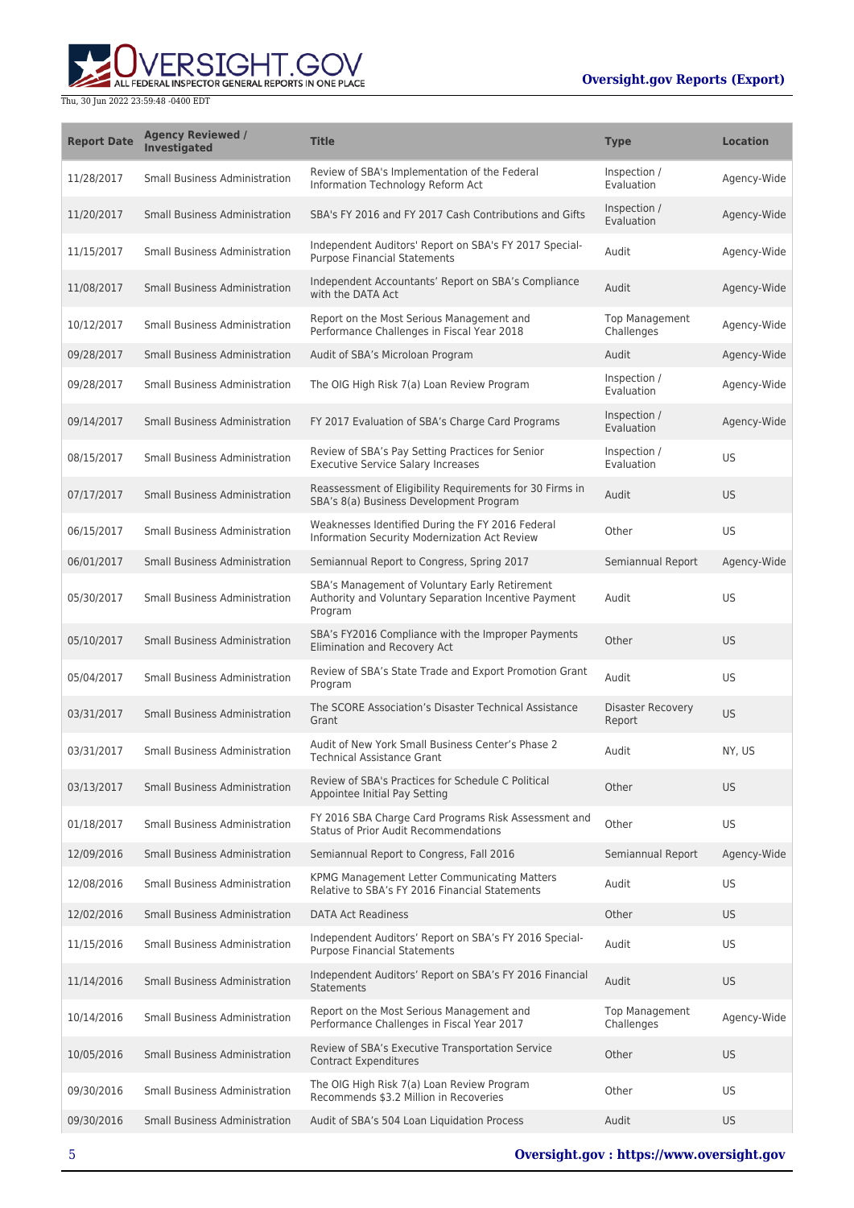| Report Date | Agency Reviewed / Investigated | Title | Type | Location |
|---|---|---|---|---|
| 11/28/2017 | Small Business Administration | Review of SBA's Implementation of the Federal Information Technology Reform Act | Inspection / Evaluation | Agency-Wide |
| 11/20/2017 | Small Business Administration | SBA's FY 2016 and FY 2017 Cash Contributions and Gifts | Inspection / Evaluation | Agency-Wide |
| 11/15/2017 | Small Business Administration | Independent Auditors' Report on SBA's FY 2017 Special-Purpose Financial Statements | Audit | Agency-Wide |
| 11/08/2017 | Small Business Administration | Independent Accountants' Report on SBA's Compliance with the DATA Act | Audit | Agency-Wide |
| 10/12/2017 | Small Business Administration | Report on the Most Serious Management and Performance Challenges in Fiscal Year 2018 | Top Management Challenges | Agency-Wide |
| 09/28/2017 | Small Business Administration | Audit of SBA's Microloan Program | Audit | Agency-Wide |
| 09/28/2017 | Small Business Administration | The OIG High Risk 7(a) Loan Review Program | Inspection / Evaluation | Agency-Wide |
| 09/14/2017 | Small Business Administration | FY 2017 Evaluation of SBA's Charge Card Programs | Inspection / Evaluation | Agency-Wide |
| 08/15/2017 | Small Business Administration | Review of SBA's Pay Setting Practices for Senior Executive Service Salary Increases | Inspection / Evaluation | US |
| 07/17/2017 | Small Business Administration | Reassessment of Eligibility Requirements for 30 Firms in SBA's 8(a) Business Development Program | Audit | US |
| 06/15/2017 | Small Business Administration | Weaknesses Identified During the FY 2016 Federal Information Security Modernization Act Review | Other | US |
| 06/01/2017 | Small Business Administration | Semiannual Report to Congress, Spring 2017 | Semiannual Report | Agency-Wide |
| 05/30/2017 | Small Business Administration | SBA's Management of Voluntary Early Retirement Authority and Voluntary Separation Incentive Payment Program | Audit | US |
| 05/10/2017 | Small Business Administration | SBA's FY2016 Compliance with the Improper Payments Elimination and Recovery Act | Other | US |
| 05/04/2017 | Small Business Administration | Review of SBA's State Trade and Export Promotion Grant Program | Audit | US |
| 03/31/2017 | Small Business Administration | The SCORE Association's Disaster Technical Assistance Grant | Disaster Recovery Report | US |
| 03/31/2017 | Small Business Administration | Audit of New York Small Business Center's Phase 2 Technical Assistance Grant | Audit | NY, US |
| 03/13/2017 | Small Business Administration | Review of SBA's Practices for Schedule C Political Appointee Initial Pay Setting | Other | US |
| 01/18/2017 | Small Business Administration | FY 2016 SBA Charge Card Programs Risk Assessment and Status of Prior Audit Recommendations | Other | US |
| 12/09/2016 | Small Business Administration | Semiannual Report to Congress, Fall 2016 | Semiannual Report | Agency-Wide |
| 12/08/2016 | Small Business Administration | KPMG Management Letter Communicating Matters Relative to SBA's FY 2016 Financial Statements | Audit | US |
| 12/02/2016 | Small Business Administration | DATA Act Readiness | Other | US |
| 11/15/2016 | Small Business Administration | Independent Auditors' Report on SBA's FY 2016 Special-Purpose Financial Statements | Audit | US |
| 11/14/2016 | Small Business Administration | Independent Auditors' Report on SBA's FY 2016 Financial Statements | Audit | US |
| 10/14/2016 | Small Business Administration | Report on the Most Serious Management and Performance Challenges in Fiscal Year 2017 | Top Management Challenges | Agency-Wide |
| 10/05/2016 | Small Business Administration | Review of SBA's Executive Transportation Service Contract Expenditures | Other | US |
| 09/30/2016 | Small Business Administration | The OIG High Risk 7(a) Loan Review Program Recommends $3.2 Million in Recoveries | Other | US |
| 09/30/2016 | Small Business Administration | Audit of SBA's 504 Loan Liquidation Process | Audit | US |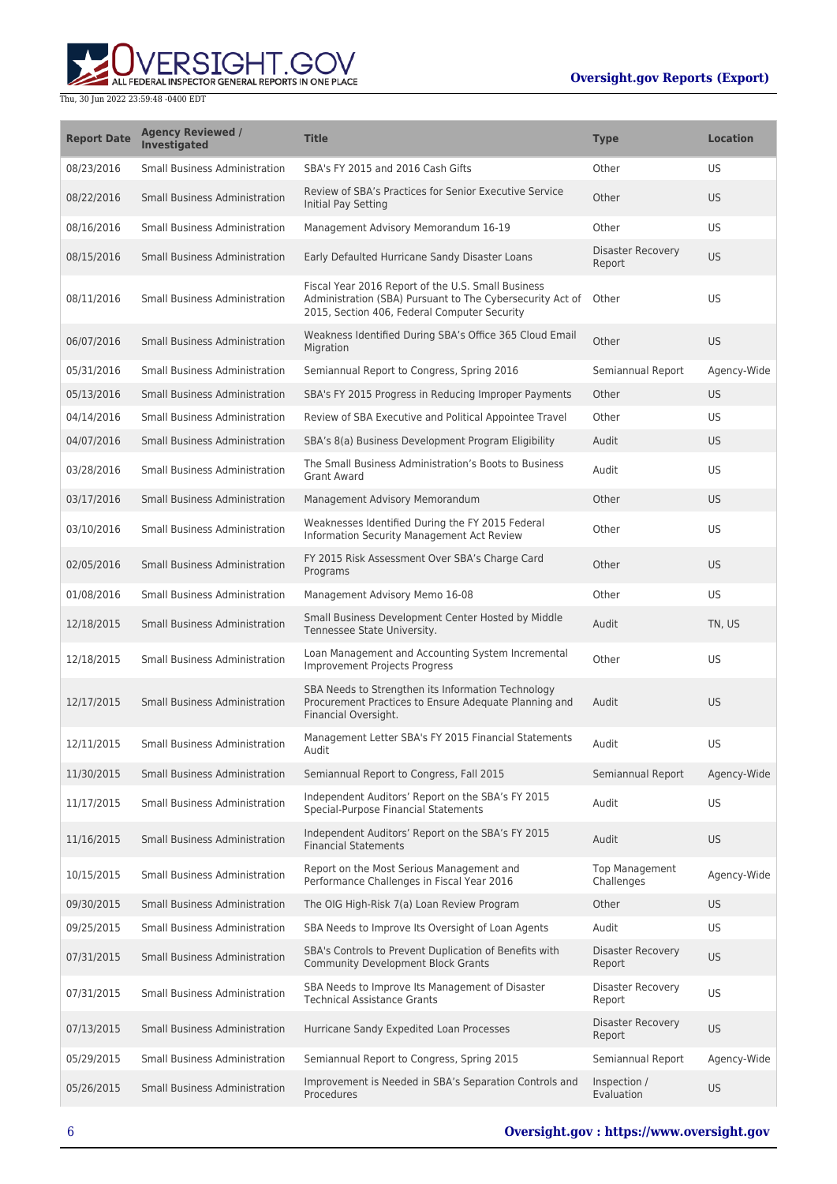| Report Date | Agency Reviewed / Investigated | Title | Type | Location |
|---|---|---|---|---|
| 08/23/2016 | Small Business Administration | SBA's FY 2015 and 2016 Cash Gifts | Other | US |
| 08/22/2016 | Small Business Administration | Review of SBA's Practices for Senior Executive Service Initial Pay Setting | Other | US |
| 08/16/2016 | Small Business Administration | Management Advisory Memorandum 16-19 | Other | US |
| 08/15/2016 | Small Business Administration | Early Defaulted Hurricane Sandy Disaster Loans | Disaster Recovery Report | US |
| 08/11/2016 | Small Business Administration | Fiscal Year 2016 Report of the U.S. Small Business Administration (SBA) Pursuant to The Cybersecurity Act of 2015, Section 406, Federal Computer Security | Other | US |
| 06/07/2016 | Small Business Administration | Weakness Identified During SBA's Office 365 Cloud Email Migration | Other | US |
| 05/31/2016 | Small Business Administration | Semiannual Report to Congress, Spring 2016 | Semiannual Report | Agency-Wide |
| 05/13/2016 | Small Business Administration | SBA's FY 2015 Progress in Reducing Improper Payments | Other | US |
| 04/14/2016 | Small Business Administration | Review of SBA Executive and Political Appointee Travel | Other | US |
| 04/07/2016 | Small Business Administration | SBA's 8(a) Business Development Program Eligibility | Audit | US |
| 03/28/2016 | Small Business Administration | The Small Business Administration's Boots to Business Grant Award | Audit | US |
| 03/17/2016 | Small Business Administration | Management Advisory Memorandum | Other | US |
| 03/10/2016 | Small Business Administration | Weaknesses Identified During the FY 2015 Federal Information Security Management Act Review | Other | US |
| 02/05/2016 | Small Business Administration | FY 2015 Risk Assessment Over SBA's Charge Card Programs | Other | US |
| 01/08/2016 | Small Business Administration | Management Advisory Memo 16-08 | Other | US |
| 12/18/2015 | Small Business Administration | Small Business Development Center Hosted by Middle Tennessee State University. | Audit | TN, US |
| 12/18/2015 | Small Business Administration | Loan Management and Accounting System Incremental Improvement Projects Progress | Other | US |
| 12/17/2015 | Small Business Administration | SBA Needs to Strengthen its Information Technology Procurement Practices to Ensure Adequate Planning and Financial Oversight. | Audit | US |
| 12/11/2015 | Small Business Administration | Management Letter SBA's FY 2015 Financial Statements Audit | Audit | US |
| 11/30/2015 | Small Business Administration | Semiannual Report to Congress, Fall 2015 | Semiannual Report | Agency-Wide |
| 11/17/2015 | Small Business Administration | Independent Auditors' Report on the SBA's FY 2015 Special-Purpose Financial Statements | Audit | US |
| 11/16/2015 | Small Business Administration | Independent Auditors' Report on the SBA's FY 2015 Financial Statements | Audit | US |
| 10/15/2015 | Small Business Administration | Report on the Most Serious Management and Performance Challenges in Fiscal Year 2016 | Top Management Challenges | Agency-Wide |
| 09/30/2015 | Small Business Administration | The OIG High-Risk 7(a) Loan Review Program | Other | US |
| 09/25/2015 | Small Business Administration | SBA Needs to Improve Its Oversight of Loan Agents | Audit | US |
| 07/31/2015 | Small Business Administration | SBA's Controls to Prevent Duplication of Benefits with Community Development Block Grants | Disaster Recovery Report | US |
| 07/31/2015 | Small Business Administration | SBA Needs to Improve Its Management of Disaster Technical Assistance Grants | Disaster Recovery Report | US |
| 07/13/2015 | Small Business Administration | Hurricane Sandy Expedited Loan Processes | Disaster Recovery Report | US |
| 05/29/2015 | Small Business Administration | Semiannual Report to Congress, Spring 2015 | Semiannual Report | Agency-Wide |
| 05/26/2015 | Small Business Administration | Improvement is Needed in SBA's Separation Controls and Procedures | Inspection / Evaluation | US |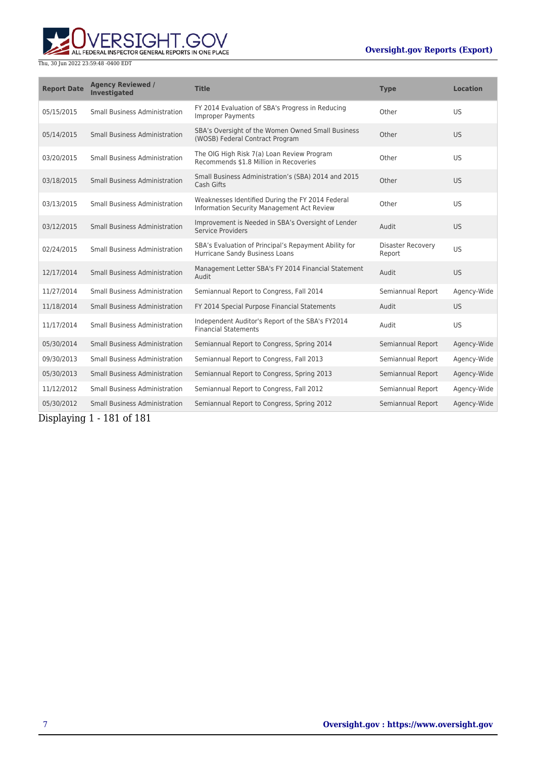| Report Date | Agency Reviewed / Investigated | Title | Type | Location |
|---|---|---|---|---|
| 05/15/2015 | Small Business Administration | FY 2014 Evaluation of SBA's Progress in Reducing Improper Payments | Other | US |
| 05/14/2015 | Small Business Administration | SBA's Oversight of the Women Owned Small Business (WOSB) Federal Contract Program | Other | US |
| 03/20/2015 | Small Business Administration | The OIG High Risk 7(a) Loan Review Program Recommends $1.8 Million in Recoveries | Other | US |
| 03/18/2015 | Small Business Administration | Small Business Administration's (SBA) 2014 and 2015 Cash Gifts | Other | US |
| 03/13/2015 | Small Business Administration | Weaknesses Identified During the FY 2014 Federal Information Security Management Act Review | Other | US |
| 03/12/2015 | Small Business Administration | Improvement is Needed in SBA's Oversight of Lender Service Providers | Audit | US |
| 02/24/2015 | Small Business Administration | SBA's Evaluation of Principal's Repayment Ability for Hurricane Sandy Business Loans | Disaster Recovery Report | US |
| 12/17/2014 | Small Business Administration | Management Letter SBA's FY 2014 Financial Statement Audit | Audit | US |
| 11/27/2014 | Small Business Administration | Semiannual Report to Congress, Fall 2014 | Semiannual Report | Agency-Wide |
| 11/18/2014 | Small Business Administration | FY 2014 Special Purpose Financial Statements | Audit | US |
| 11/17/2014 | Small Business Administration | Independent Auditor's Report of the SBA's FY2014 Financial Statements | Audit | US |
| 05/30/2014 | Small Business Administration | Semiannual Report to Congress, Spring 2014 | Semiannual Report | Agency-Wide |
| 09/30/2013 | Small Business Administration | Semiannual Report to Congress, Fall 2013 | Semiannual Report | Agency-Wide |
| 05/30/2013 | Small Business Administration | Semiannual Report to Congress, Spring 2013 | Semiannual Report | Agency-Wide |
| 11/12/2012 | Small Business Administration | Semiannual Report to Congress, Fall 2012 | Semiannual Report | Agency-Wide |
| 05/30/2012 | Small Business Administration | Semiannual Report to Congress, Spring 2012 | Semiannual Report | Agency-Wide |

Displaying 1 - 181 of 181